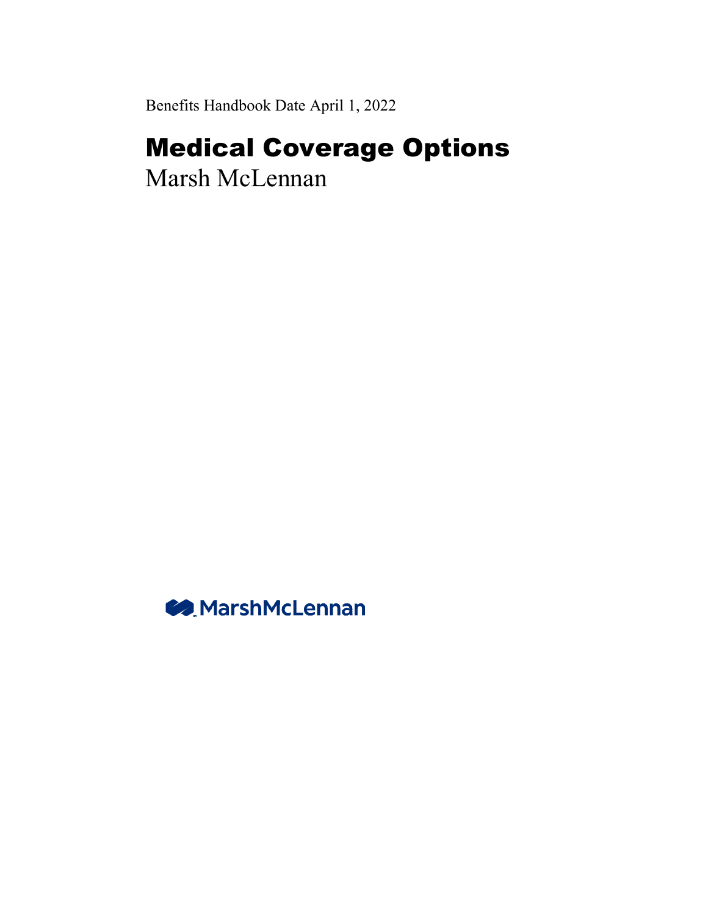Benefits Handbook Date April 1, 2022

# Medical Coverage Options

Marsh McLennan

MarshMcLennan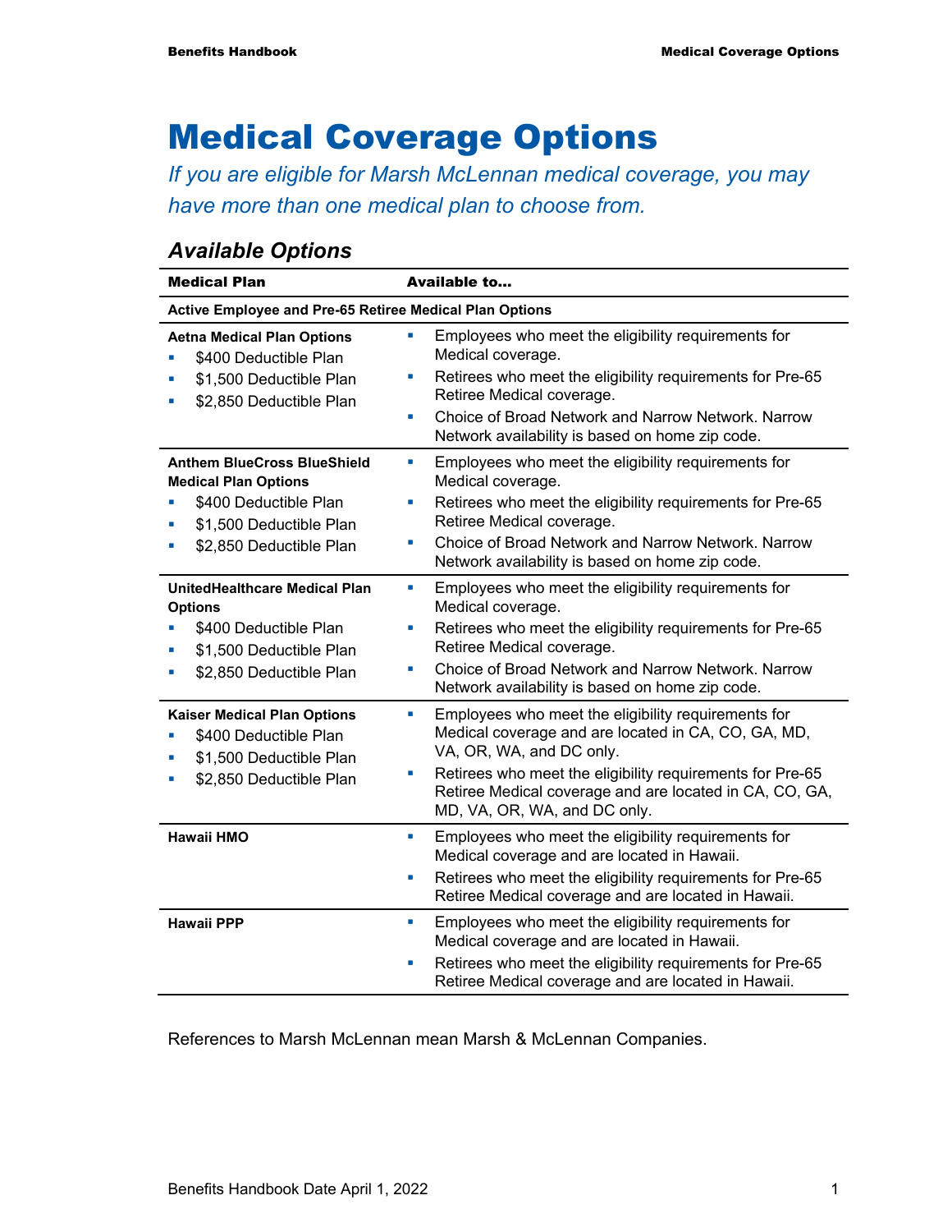# Medical Coverage Options

*If you are eligible for Marsh McLennan medical coverage, you may have more than one medical plan to choose from.*

## *Available Options*

| Medical Plan | Available to… |
|---|---|
| **Active Employee and Pre-65 Retiree Medical Plan Options** | |
| **Aetna Medical Plan Options**<br>▪ $400 Deductible Plan<br>▪ $1,500 Deductible Plan<br>▪ $2,850 Deductible Plan | ▪ Employees who meet the eligibility requirements for Medical coverage.<br>▪ Retirees who meet the eligibility requirements for Pre-65 Retiree Medical coverage.<br>▪ Choice of Broad Network and Narrow Network. Narrow Network availability is based on home zip code. |
| **Anthem BlueCross BlueShield Medical Plan Options**<br>▪ $400 Deductible Plan<br>▪ $1,500 Deductible Plan<br>▪ $2,850 Deductible Plan | ▪ Employees who meet the eligibility requirements for Medical coverage.<br>▪ Retirees who meet the eligibility requirements for Pre-65 Retiree Medical coverage.<br>▪ Choice of Broad Network and Narrow Network. Narrow Network availability is based on home zip code. |
| **UnitedHealthcare Medical Plan Options**<br>▪ $400 Deductible Plan<br>▪ $1,500 Deductible Plan<br>▪ $2,850 Deductible Plan | ▪ Employees who meet the eligibility requirements for Medical coverage.<br>▪ Retirees who meet the eligibility requirements for Pre-65 Retiree Medical coverage.<br>▪ Choice of Broad Network and Narrow Network. Narrow Network availability is based on home zip code. |
| **Kaiser Medical Plan Options**<br>▪ $400 Deductible Plan<br>▪ $1,500 Deductible Plan<br>▪ $2,850 Deductible Plan | ▪ Employees who meet the eligibility requirements for Medical coverage and are located in CA, CO, GA, MD, VA, OR, WA, and DC only.<br>▪ Retirees who meet the eligibility requirements for Pre-65 Retiree Medical coverage and are located in CA, CO, GA, MD, VA, OR, WA, and DC only. |
| **Hawaii HMO** | ▪ Employees who meet the eligibility requirements for Medical coverage and are located in Hawaii.<br>▪ Retirees who meet the eligibility requirements for Pre-65 Retiree Medical coverage and are located in Hawaii. |
| **Hawaii PPP** | ▪ Employees who meet the eligibility requirements for Medical coverage and are located in Hawaii.<br>▪ Retirees who meet the eligibility requirements for Pre-65 Retiree Medical coverage and are located in Hawaii. |

References to Marsh McLennan mean Marsh & McLennan Companies.